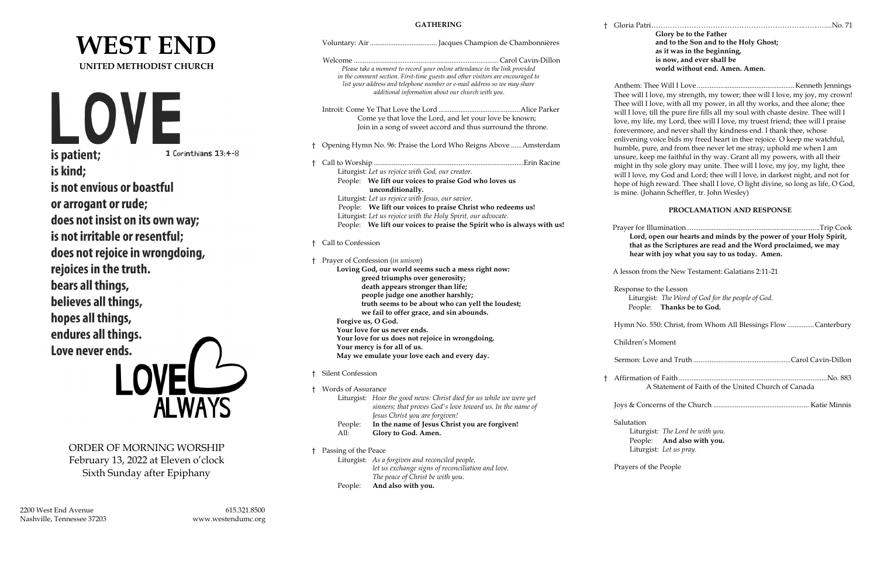# WEST END

**UNITED METHODIST CHURCH**

LOVE

**is patient;** 1 Corinthians 13:4-8

**is kind;**

**is not envious or boastful**

**or arrogant or rude;**

**does not insist on its own way;**

**is not irritable or resentful;**

**does not rejoice in wrongdoing,**

**rejoices in the truth.**

**bears all things,**

**believes all things,**

**hopes all things,**

**endures all things.**

**Love never ends.**

LOVE ALWAYS

ORDER OF MORNING WORSHIP
February 13, 2022 at Eleven o'clock
Sixth Sunday after Epiphany

2200 West End Avenue
Nashville, Tennessee 37203

615.321.8500
www.westendumc.org

## GATHERING

Voluntary: Air ...................................... Jacques Champion de Chambonnières

Welcome ................................................................................ Carol Cavin-Dillon

*Please take a moment to record your online attendance in the link provided in the comment section. First-time guests and other visitors are encouraged to list your address and telephone number or e-mail address so we may share additional information about our church with you.*

Introit: Come Ye That Love the Lord ............................................. Alice Parker

Come ye that love the Lord, and let your love be known;
Join in a song of sweet accord and thus surround the throne.

† Opening Hymn No. 96: Praise the Lord Who Reigns Above ...... Amsterdam

† Call to Worship ..................................................................................... Erin Racine

Liturgist: *Let us rejoice with God, our creator.*
People: **We lift our voices to praise God who loves us unconditionally.**
Liturgist: *Let us rejoice with Jesus, our savior.*
People: **We lift our voices to praise Christ who redeems us!**
Liturgist: *Let us rejoice with the Holy Spirit, our advocate.*
People: **We lift our voices to praise the Spirit who is always with us!**

† Call to Confession

† Prayer of Confession (*in unison*)

**Loving God, our world seems such a mess right now:**
**greed triumphs over generosity;**
**death appears stronger than life;**
**people judge one another harshly;**
**truth seems to be about who can yell the loudest;**
**we fail to offer grace, and sin abounds.**
**Forgive us, O God.**
**Your love for us never ends.**
**Your love for us does not rejoice in wrongdoing.**
**Your mercy is for all of us.**
**May we emulate your love each and every day.**

† Silent Confession

† Words of Assurance

Liturgist: *Hear the good news: Christ died for us while we were yet sinners; that proves God's love toward us. In the name of Jesus Christ you are forgiven!*
People: **In the name of Jesus Christ you are forgiven!**
All: **Glory to God. Amen.**

† Passing of the Peace

Liturgist: *As a forgiven and reconciled people, let us exchange signs of reconciliation and love. The peace of Christ be with you.*
People: **And also with you.**

† Gloria Patri............................................................................................. No. 71

**Glory be to the Father**
**and to the Son and to the Holy Ghost;**
**as it was in the beginning,**
**is now, and ever shall be**
**world without end. Amen. Amen.**

Anthem: Thee Will I Love ...................................................... Kenneth Jennings

Thee will I love, my strength, my tower; thee will I love, my joy, my crown! Thee will I love, with all my power, in all thy works, and thee alone; thee will I love, till the pure fire fills all my soul with chaste desire. Thee will I love, my life, my Lord, thee will I love, my truest friend; thee will I praise forevermore, and never shall thy kindness end. I thank thee, whose enlivening voice bids my freed heart in thee rejoice. O keep me watchful, humble, pure, and from thee never let me stray; uphold me when I am unsure, keep me faithful in thy way. Grant all my powers, with all their might in thy sole glory may unite. Thee will I love, my joy, my light, thee will I love, my God and Lord; thee will I love, in darkest night, and not for hope of high reward. Thee shall I love, O light divine, so long as life, O God, is mine. (Johann Scheffler, tr. John Wesley)

## PROCLAMATION AND RESPONSE

Prayer for Illumination........................................................................... Trip Cook

**Lord, open our hearts and minds by the power of your Holy Spirit, that as the Scriptures are read and the Word proclaimed, we may hear with joy what you say to us today. Amen.**

A lesson from the New Testament: Galatians 2:11-21

Response to the Lesson

Liturgist: *The Word of God for the people of God.*
People: **Thanks be to God.**

Hymn No. 550: Christ, from Whom All Blessings Flow ............... Canterbury

Children's Moment

Sermon: Love and Truth ...................................................... Carol Cavin-Dillon

† Affirmation of Faith .................................................................................. No. 883

A Statement of Faith of the United Church of Canada

Joys & Concerns of the Church ..................................................... Katie Minnis

Salutation

Liturgist: *The Lord be with you.*
People: **And also with you.**
Liturgist: *Let us pray.*

Prayers of the People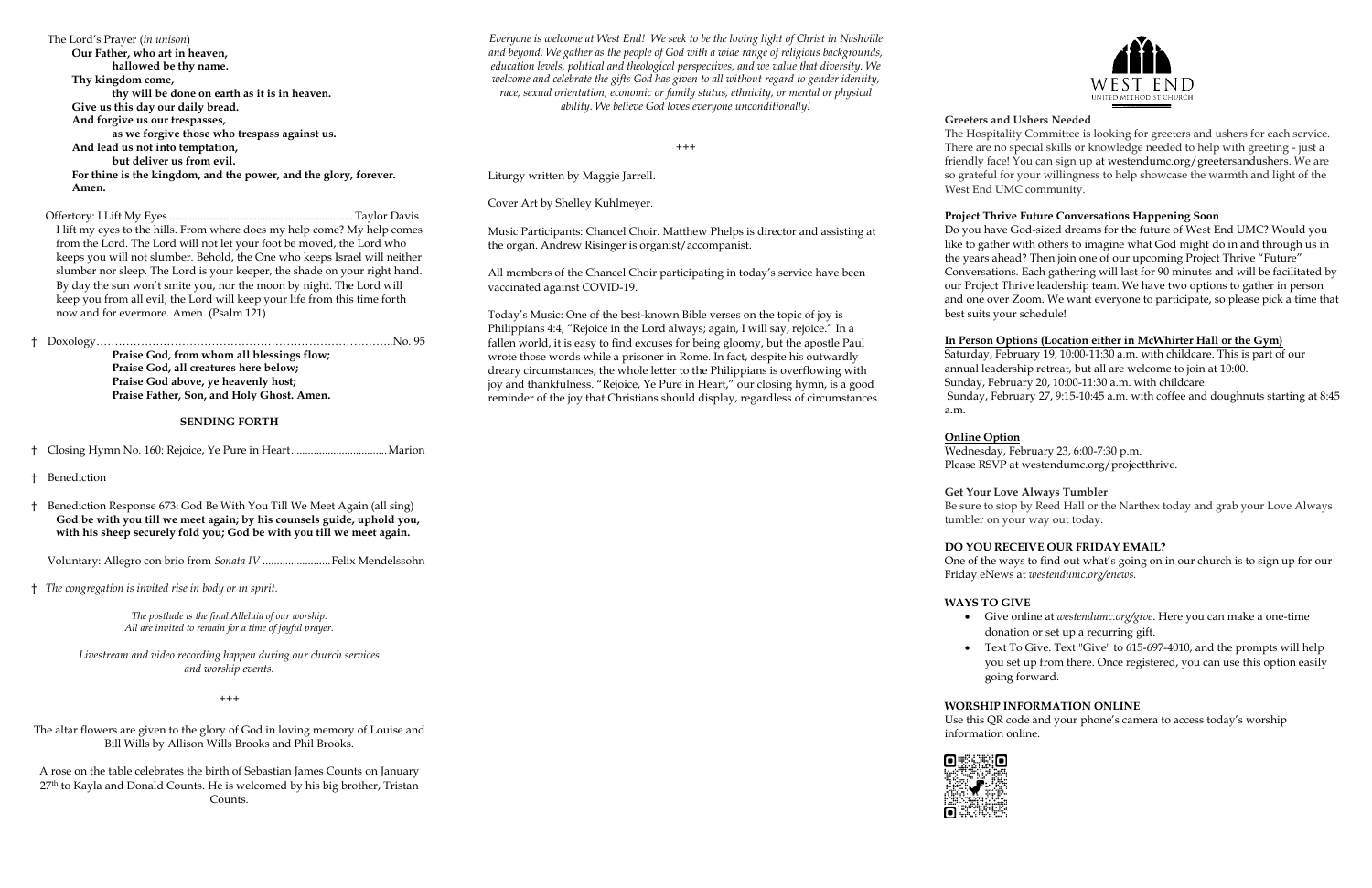The Lord's Prayer (*in unison*)

**Our Father, who art in heaven,**
**hallowed be thy name.**
**Thy kingdom come,**
**thy will be done on earth as it is in heaven.**
**Give us this day our daily bread.**
**And forgive us our trespasses,**
**as we forgive those who trespass against us.**
**And lead us not into temptation,**
**but deliver us from evil.**
**For thine is the kingdom, and the power, and the glory, forever. Amen.**

Offertory: I Lift My Eyes .................................................................. Taylor Davis

I lift my eyes to the hills. From where does my help come? My help comes from the Lord. The Lord will not let your foot be moved, the Lord who keeps you will not slumber. Behold, the One who keeps Israel will neither slumber nor sleep. The Lord is your keeper, the shade on your right hand. By day the sun won't smite you, nor the moon by night. The Lord will keep you from all evil; the Lord will keep your life from this time forth now and for evermore. Amen. (Psalm 121)

† Doxology……………………………………………………………………..No. 95

**Praise God, from whom all blessings flow;**
**Praise God, all creatures here below;**
**Praise God above, ye heavenly host;**
**Praise Father, Son, and Holy Ghost. Amen.**

**SENDING FORTH**

† Closing Hymn No. 160: Rejoice, Ye Pure in Heart.................................. Marion

† Benediction

† Benediction Response 673: God Be With You Till We Meet Again (all sing)
**God be with you till we meet again; by his counsels guide, uphold you, with his sheep securely fold you; God be with you till we meet again.**

Voluntary: Allegro con brio from *Sonata IV* ........................ Felix Mendelssohn

† *The congregation is invited rise in body or in spirit.*

*The postlude is the final Alleluia of our worship.*
*All are invited to remain for a time of joyful prayer.*

*Livestream and video recording happen during our church services and worship events.*

+++

The altar flowers are given to the glory of God in loving memory of Louise and Bill Wills by Allison Wills Brooks and Phil Brooks.

A rose on the table celebrates the birth of Sebastian James Counts on January 27th to Kayla and Donald Counts. He is welcomed by his big brother, Tristan Counts.

*Everyone is welcome at West End! We seek to be the loving light of Christ in Nashville and beyond. We gather as the people of God with a wide range of religious backgrounds, education levels, political and theological perspectives, and we value that diversity. We welcome and celebrate the gifts God has given to all without regard to gender identity, race, sexual orientation, economic or family status, ethnicity, or mental or physical ability. We believe God loves everyone unconditionally!*

+++

Liturgy written by Maggie Jarrell.

Cover Art by Shelley Kuhlmeyer.

Music Participants: Chancel Choir. Matthew Phelps is director and assisting at the organ. Andrew Risinger is organist/accompanist.

All members of the Chancel Choir participating in today's service have been vaccinated against COVID-19.

Today's Music: One of the best-known Bible verses on the topic of joy is Philippians 4:4, "Rejoice in the Lord always; again, I will say, rejoice." In a fallen world, it is easy to find excuses for being gloomy, but the apostle Paul wrote those words while a prisoner in Rome. In fact, despite his outwardly dreary circumstances, the whole letter to the Philippians is overflowing with joy and thankfulness. "Rejoice, Ye Pure in Heart," our closing hymn, is a good reminder of the joy that Christians should display, regardless of circumstances.

WEST END
UNITED METHODIST CHURCH

**Greeters and Ushers Needed**

The Hospitality Committee is looking for greeters and ushers for each service. There are no special skills or knowledge needed to help with greeting - just a friendly face! You can sign up at westendumc.org/greetersandushers. We are so grateful for your willingness to help showcase the warmth and light of the West End UMC community.

**Project Thrive Future Conversations Happening Soon**

Do you have God-sized dreams for the future of West End UMC? Would you like to gather with others to imagine what God might do in and through us in the years ahead? Then join one of our upcoming Project Thrive "Future" Conversations. Each gathering will last for 90 minutes and will be facilitated by our Project Thrive leadership team. We have two options to gather in person and one over Zoom. We want everyone to participate, so please pick a time that best suits your schedule!

**In Person Options (Location either in McWhirter Hall or the Gym)**

Saturday, February 19, 10:00-11:30 a.m. with childcare. This is part of our annual leadership retreat, but all are welcome to join at 10:00.
Sunday, February 20, 10:00-11:30 a.m. with childcare.
Sunday, February 27, 9:15-10:45 a.m. with coffee and doughnuts starting at 8:45 a.m.

**Online Option**

Wednesday, February 23, 6:00-7:30 p.m.
Please RSVP at westendumc.org/projectthrive.

**Get Your Love Always Tumbler**

Be sure to stop by Reed Hall or the Narthex today and grab your Love Always tumbler on your way out today.

**DO YOU RECEIVE OUR FRIDAY EMAIL?**

One of the ways to find out what's going on in our church is to sign up for our Friday eNews at *westendumc.org/enews*.

**WAYS TO GIVE**

- Give online at *westendumc.org/give*. Here you can make a one-time donation or set up a recurring gift.
- Text To Give. Text "Give" to 615-697-4010, and the prompts will help you set up from there. Once registered, you can use this option easily going forward.

**WORSHIP INFORMATION ONLINE**

Use this QR code and your phone's camera to access today's worship information online.